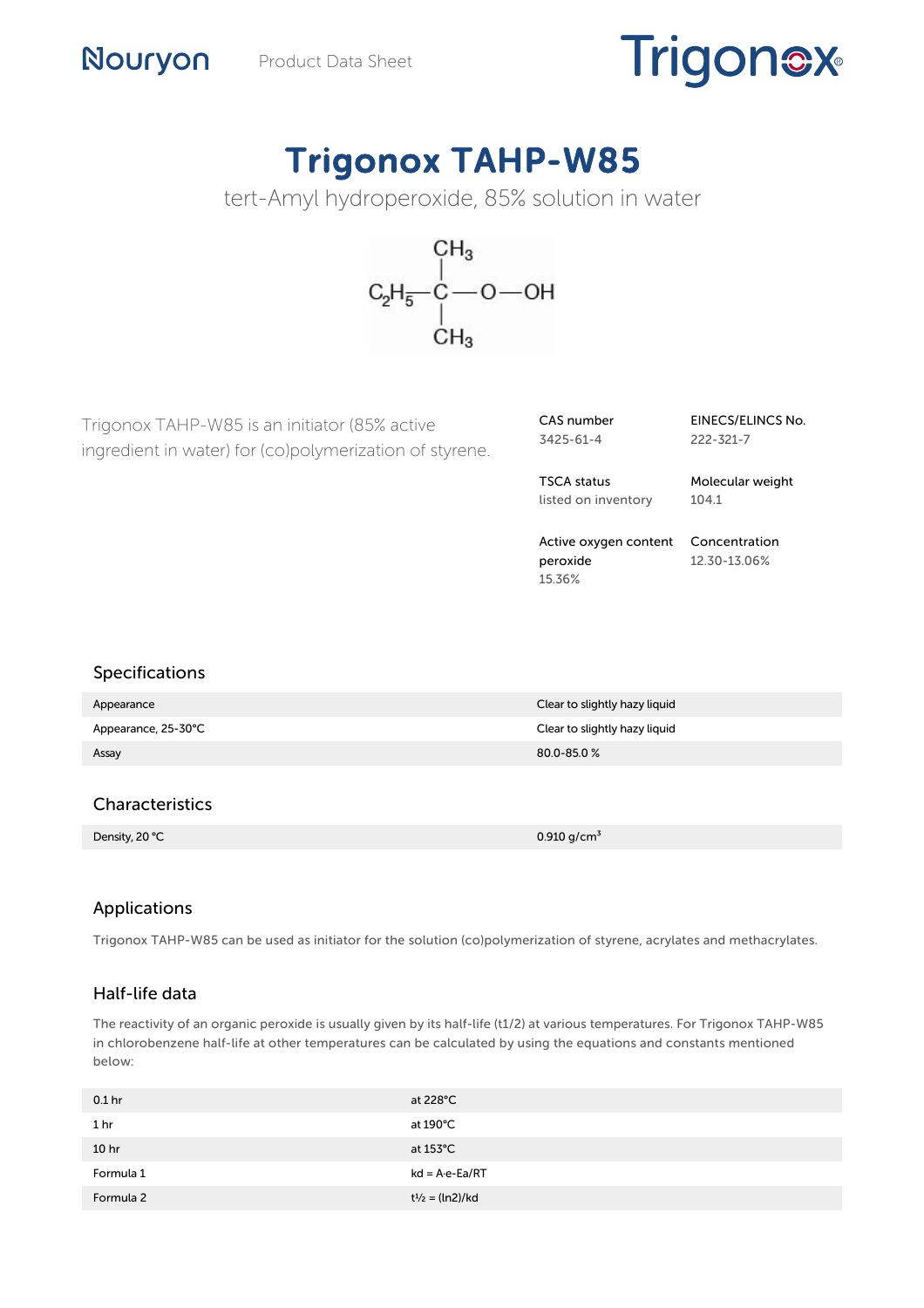Nouryon Product Data Sheet Trigonox

# Trigonox TAHP-W85

tert-Amyl hydroperoxide, 85% solution in water

$$C_2H_5-C(CH_3)_2-O-OH$$

Trigonox TAHP-W85 is an initiator (85% active ingredient in water) for (co)polymerization of styrene.

| | |
|---|---|
| CAS number<br>3425-61-4 | EINECS/ELINCS No.<br>222-321-7 |
| TSCA status<br>listed on inventory | Molecular weight<br>104.1 |
| Active oxygen content peroxide<br>15.36% | Concentration<br>12.30-13.06% |

## Specifications

| | |
|---|---|
| Appearance | Clear to slightly hazy liquid |
| Appearance, 25-30°C | Clear to slightly hazy liquid |
| Assay | 80.0-85.0 % |

## Characteristics

| | |
|---|---|
| Density, 20 °C | 0.910 g/cm$^3$ |

## Applications

Trigonox TAHP-W85 can be used as initiator for the solution (co)polymerization of styrene, acrylates and methacrylates.

## Half-life data

The reactivity of an organic peroxide is usually given by its half-life (t1/2) at various temperatures. For Trigonox TAHP-W85 in chlorobenzene half-life at other temperatures can be calculated by using the equations and constants mentioned below:

| | |
|---|---|
| 0.1 hr | at 228°C |
| 1 hr | at 190°C |
| 10 hr | at 153°C |
| Formula 1 | $kd = A \cdot e^{-Ea/RT}$ |
| Formula 2 | $t_{1/2} = (\ln 2)/kd$ |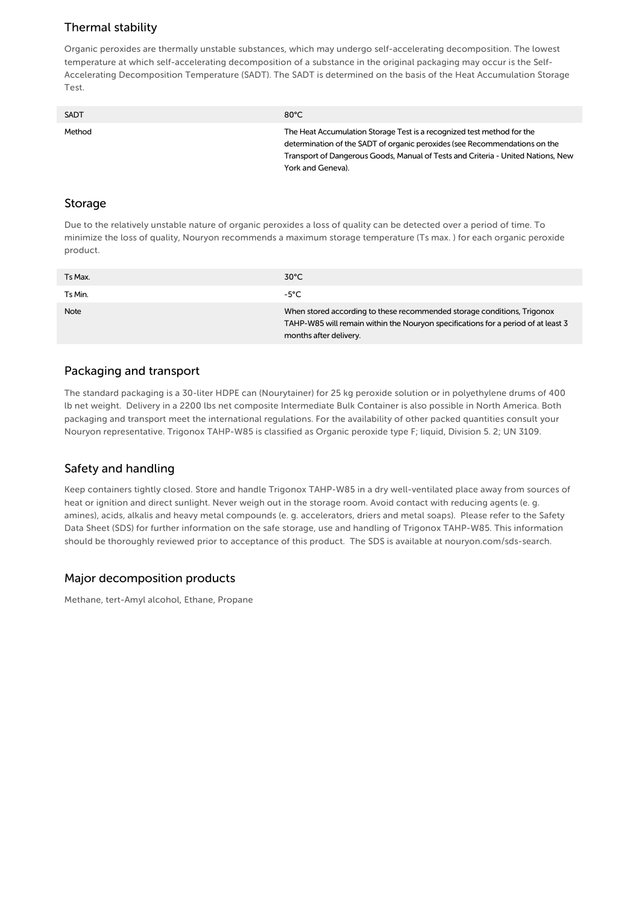## Thermal stability

Organic peroxides are thermally unstable substances, which may undergo self-accelerating decomposition. The lowest temperature at which self-accelerating decomposition of a substance in the original packaging may occur is the Self-Accelerating Decomposition Temperature (SADT). The SADT is determined on the basis of the Heat Accumulation Storage Test.

| | |
|---|---|
| SADT | 80°C |
| Method | The Heat Accumulation Storage Test is a recognized test method for the determination of the SADT of organic peroxides (see Recommendations on the Transport of Dangerous Goods, Manual of Tests and Criteria - United Nations, New York and Geneva). |

## Storage

Due to the relatively unstable nature of organic peroxides a loss of quality can be detected over a period of time. To minimize the loss of quality, Nouryon recommends a maximum storage temperature (Ts max. ) for each organic peroxide product.

| | |
|---|---|
| Ts Max. | 30°C |
| Ts Min. | -5°C |
| Note | When stored according to these recommended storage conditions, Trigonox TAHP-W85 will remain within the Nouryon specifications for a period of at least 3 months after delivery. |

## Packaging and transport

The standard packaging is a 30-liter HDPE can (Nourytainer) for 25 kg peroxide solution or in polyethylene drums of 400 lb net weight. Delivery in a 2200 lbs net composite Intermediate Bulk Container is also possible in North America. Both packaging and transport meet the international regulations. For the availability of other packed quantities consult your Nouryon representative. Trigonox TAHP-W85 is classified as Organic peroxide type F; liquid, Division 5. 2; UN 3109.

## Safety and handling

Keep containers tightly closed. Store and handle Trigonox TAHP-W85 in a dry well-ventilated place away from sources of heat or ignition and direct sunlight. Never weigh out in the storage room. Avoid contact with reducing agents (e. g. amines), acids, alkalis and heavy metal compounds (e. g. accelerators, driers and metal soaps). Please refer to the Safety Data Sheet (SDS) for further information on the safe storage, use and handling of Trigonox TAHP-W85. This information should be thoroughly reviewed prior to acceptance of this product. The SDS is available at nouryon.com/sds-search.

## Major decomposition products

Methane, tert-Amyl alcohol, Ethane, Propane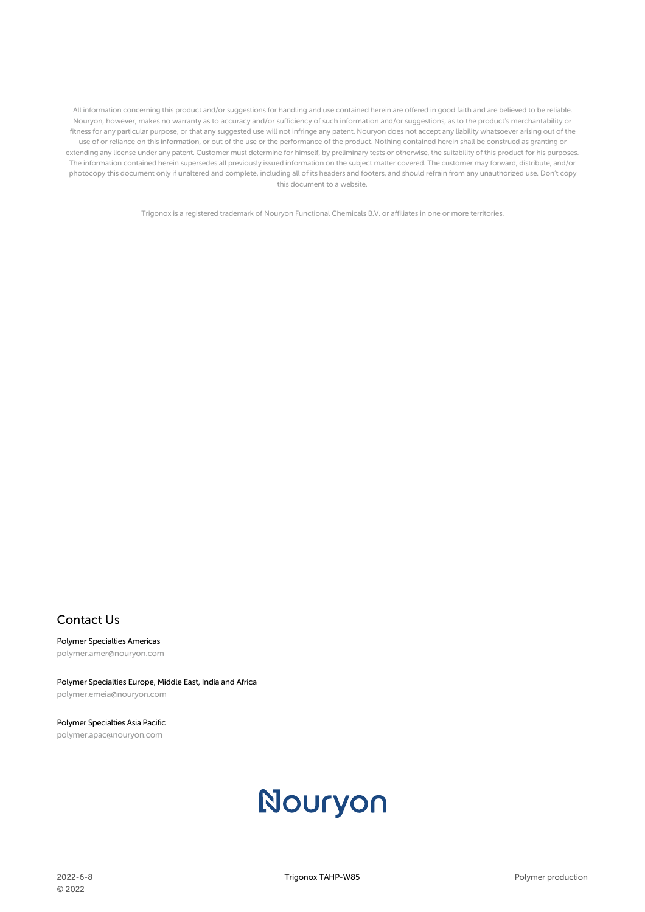All information concerning this product and/or suggestions for handling and use contained herein are offered in good faith and are believed to be reliable. Nouryon, however, makes no warranty as to accuracy and/or sufficiency of such information and/or suggestions, as to the product's merchantability or fitness for any particular purpose, or that any suggested use will not infringe any patent. Nouryon does not accept any liability whatsoever arising out of the use of or reliance on this information, or out of the use or the performance of the product. Nothing contained herein shall be construed as granting or extending any license under any patent. Customer must determine for himself, by preliminary tests or otherwise, the suitability of this product for his purposes. The information contained herein supersedes all previously issued information on the subject matter covered. The customer may forward, distribute, and/or photocopy this document only if unaltered and complete, including all of its headers and footers, and should refrain from any unauthorized use. Don't copy this document to a website.

Trigonox is a registered trademark of Nouryon Functional Chemicals B.V. or affiliates in one or more territories.

## Contact Us

Polymer Specialties Americas
polymer.amer@nouryon.com

Polymer Specialties Europe, Middle East, India and Africa
polymer.emeia@nouryon.com

Polymer Specialties Asia Pacific
polymer.apac@nouryon.com

Nouryon

2022-6-8
© 2022